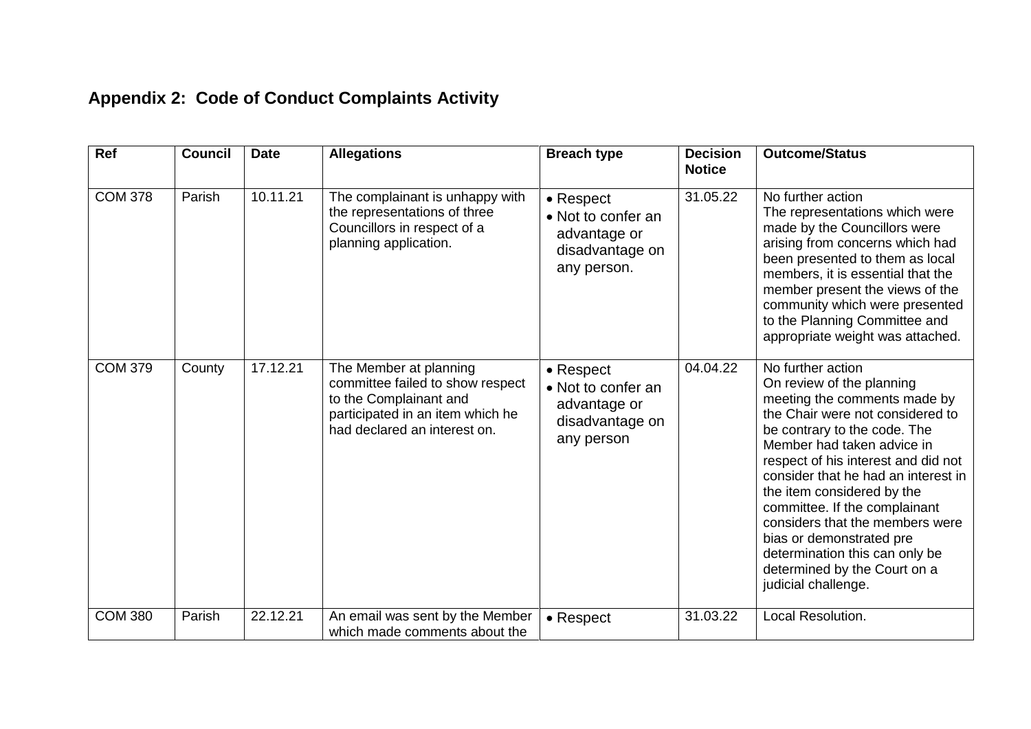## Appendix 2: Code of Conduct Complaints Activity

| Ref | Council | Date | Allegations | Breach type | Decision Notice | Outcome/Status |
|---|---|---|---|---|---|---|
| COM 378 | Parish | 10.11.21 | The complainant is unhappy with the representations of three Councillors in respect of a planning application. | • Respect<br>• Not to confer an advantage or disadvantage on any person. | 31.05.22 | No further action<br>The representations which were made by the Councillors were arising from concerns which had been presented to them as local members, it is essential that the member present the views of the community which were presented to the Planning Committee and appropriate weight was attached. |
| COM 379 | County | 17.12.21 | The Member at planning committee failed to show respect to the Complainant and participated in an item which he had declared an interest on. | • Respect<br>• Not to confer an advantage or disadvantage on any person | 04.04.22 | No further action<br>On review of the planning meeting the comments made by the Chair were not considered to be contrary to the code. The Member had taken advice in respect of his interest and did not consider that he had an interest in the item considered by the committee. If the complainant considers that the members were bias or demonstrated pre determination this can only be determined by the Court on a judicial challenge. |
| COM 380 | Parish | 22.12.21 | An email was sent by the Member which made comments about the | • Respect | 31.03.22 | Local Resolution. |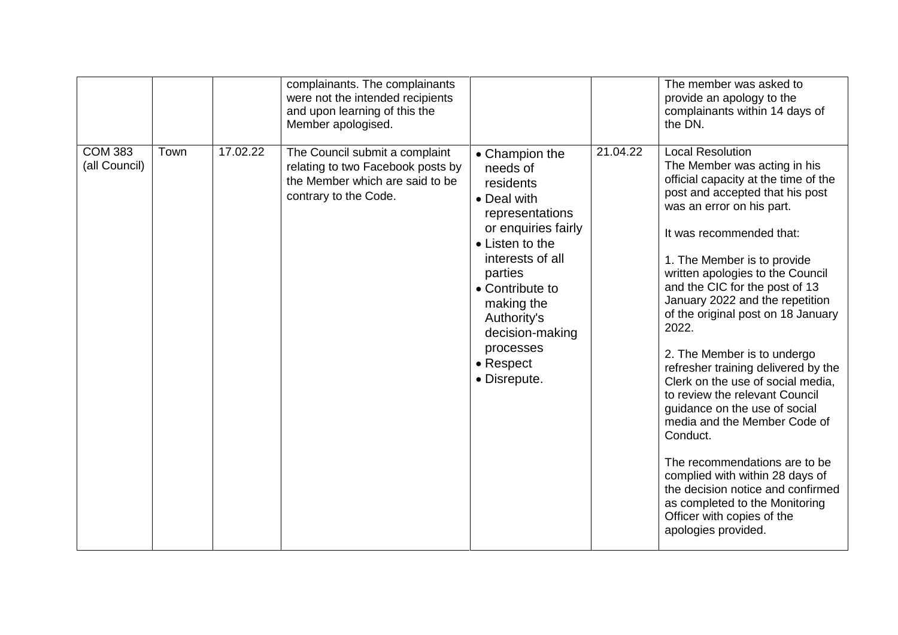| | | | | | | |
|---|---|---|---|---|---|---|
| | | | complainants. The complainants were not the intended recipients and upon learning of this the Member apologised. | | | The member was asked to provide an apology to the complainants within 14 days of the DN. |
| COM 383 (all Council) | Town | 17.02.22 | The Council submit a complaint relating to two Facebook posts by the Member which are said to be contrary to the Code. | • Champion the needs of residents<br>• Deal with representations or enquiries fairly<br>• Listen to the interests of all parties<br>• Contribute to making the Authority's decision-making processes<br>• Respect<br>• Disrepute. | 21.04.22 | Local Resolution<br>The Member was acting in his official capacity at the time of the post and accepted that his post was an error on his part.<br><br>It was recommended that:<br><br>1. The Member is to provide written apologies to the Council and the CIC for the post of 13 January 2022 and the repetition of the original post on 18 January 2022.<br><br>2. The Member is to undergo refresher training delivered by the Clerk on the use of social media, to review the relevant Council guidance on the use of social media and the Member Code of Conduct.<br><br>The recommendations are to be complied with within 28 days of the decision notice and confirmed as completed to the Monitoring Officer with copies of the apologies provided. |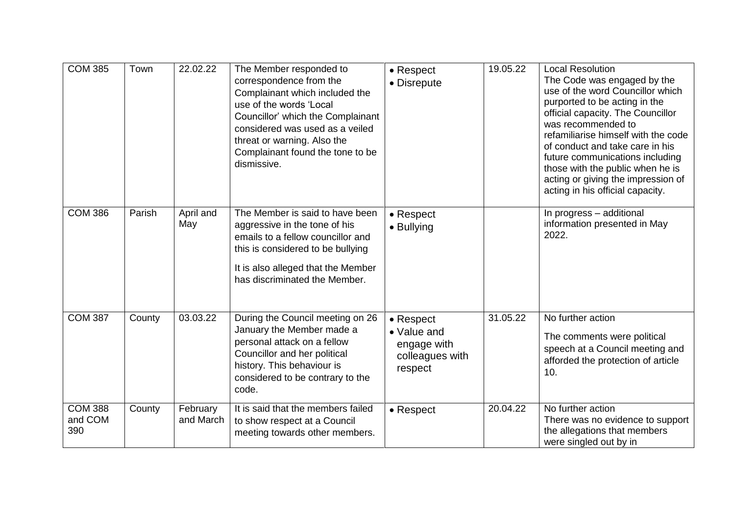| COM 385 | Town | 22.02.22 | The Member responded to correspondence from the Complainant which included the use of the words 'Local Councillor' which the Complainant considered was used as a veiled threat or warning. Also the Complainant found the tone to be dismissive. | • Respect<br>• Disrepute | 19.05.22 | Local Resolution<br>The Code was engaged by the use of the word Councillor which purported to be acting in the official capacity. The Councillor was recommended to refamiliarise himself with the code of conduct and take care in his future communications including those with the public when he is acting or giving the impression of acting in his official capacity. |
|---|---|---|---|---|---|---|
| COM 386 | Parish | April and May | The Member is said to have been aggressive in the tone of his emails to a fellow councillor and this is considered to be bullying<br><br>It is also alleged that the Member has discriminated the Member. | • Respect<br>• Bullying | | In progress – additional information presented in May 2022. |
| COM 387 | County | 03.03.22 | During the Council meeting on 26 January the Member made a personal attack on a fellow Councillor and her political history. This behaviour is considered to be contrary to the code. | • Respect<br>• Value and engage with colleagues with respect | 31.05.22 | No further action<br><br>The comments were political speech at a Council meeting and afforded the protection of article 10. |
| COM 388 and COM 390 | County | February and March | It is said that the members failed to show respect at a Council meeting towards other members. | • Respect | 20.04.22 | No further action<br>There was no evidence to support the allegations that members were singled out by in |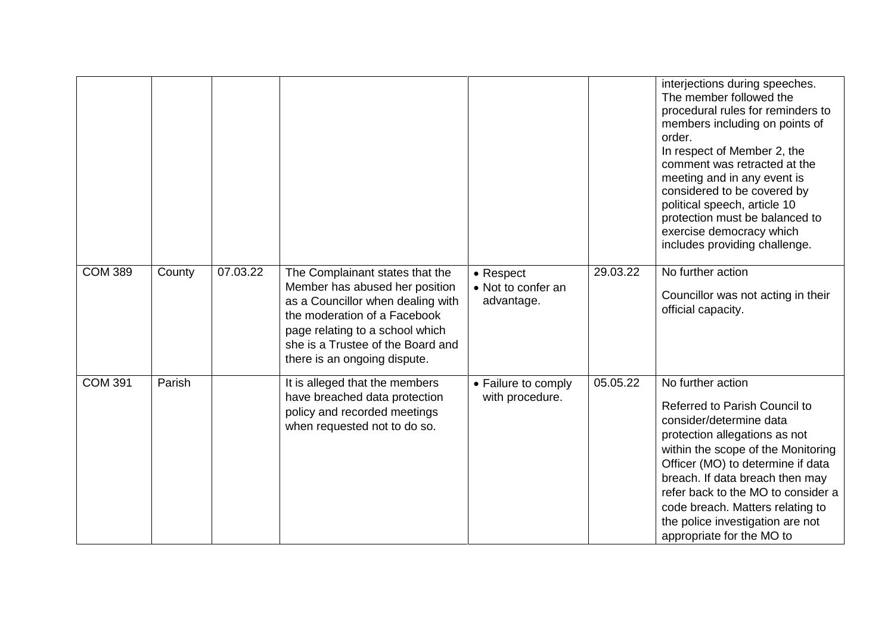| | | | | | | |
|---|---|---|---|---|---|---|
| | | | | | | interjections during speeches. The member followed the procedural rules for reminders to members including on points of order.<br>In respect of Member 2, the comment was retracted at the meeting and in any event is considered to be covered by political speech, article 10 protection must be balanced to exercise democracy which includes providing challenge. |
| COM 389 | County | 07.03.22 | The Complainant states that the Member has abused her position as a Councillor when dealing with the moderation of a Facebook page relating to a school which she is a Trustee of the Board and there is an ongoing dispute. | • Respect<br>• Not to confer an advantage. | 29.03.22 | No further action<br>Councillor was not acting in their official capacity. |
| COM 391 | Parish | | It is alleged that the members have breached data protection policy and recorded meetings when requested not to do so. | • Failure to comply with procedure. | 05.05.22 | No further action<br>Referred to Parish Council to consider/determine data protection allegations as not within the scope of the Monitoring Officer (MO) to determine if data breach. If data breach then may refer back to the MO to consider a code breach. Matters relating to the police investigation are not appropriate for the MO to |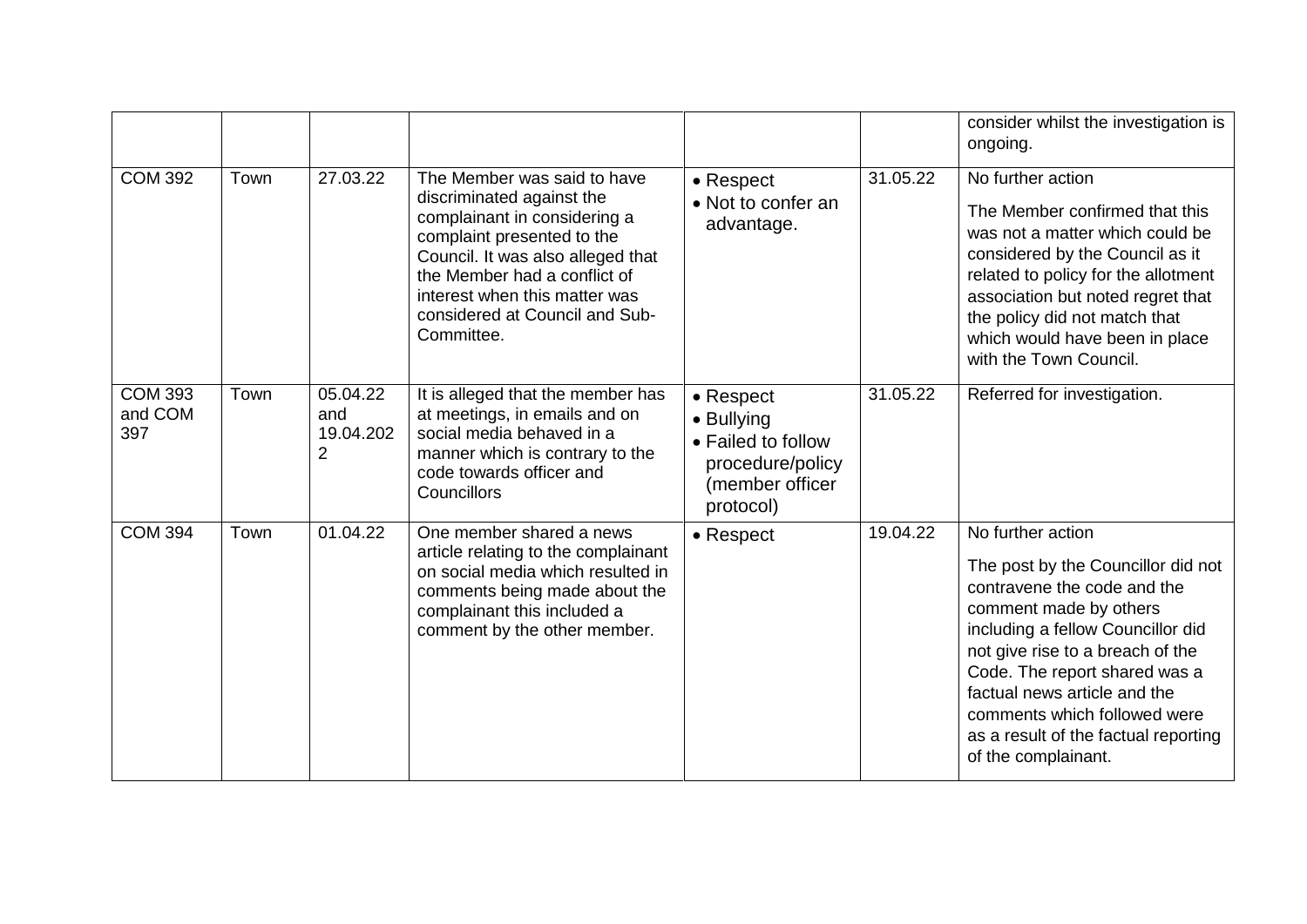| | | | | | | |
|---|---|---|---|---|---|---|
| | | | | | | consider whilst the investigation is ongoing. |
| COM 392 | Town | 27.03.22 | The Member was said to have discriminated against the complainant in considering a complaint presented to the Council. It was also alleged that the Member had a conflict of interest when this matter was considered at Council and Sub-Committee. | • Respect<br>• Not to confer an advantage. | 31.05.22 | No further action<br><br>The Member confirmed that this was not a matter which could be considered by the Council as it related to policy for the allotment association but noted regret that the policy did not match that which would have been in place with the Town Council. |
| COM 393 and COM 397 | Town | 05.04.22 and 19.04.2022 | It is alleged that the member has at meetings, in emails and on social media behaved in a manner which is contrary to the code towards officer and Councillors | • Respect<br>• Bullying<br>• Failed to follow procedure/policy (member officer protocol) | 31.05.22 | Referred for investigation. |
| COM 394 | Town | 01.04.22 | One member shared a news article relating to the complainant on social media which resulted in comments being made about the complainant this included a comment by the other member. | • Respect | 19.04.22 | No further action<br><br>The post by the Councillor did not contravene the code and the comment made by others including a fellow Councillor did not give rise to a breach of the Code. The report shared was a factual news article and the comments which followed were as a result of the factual reporting of the complainant. |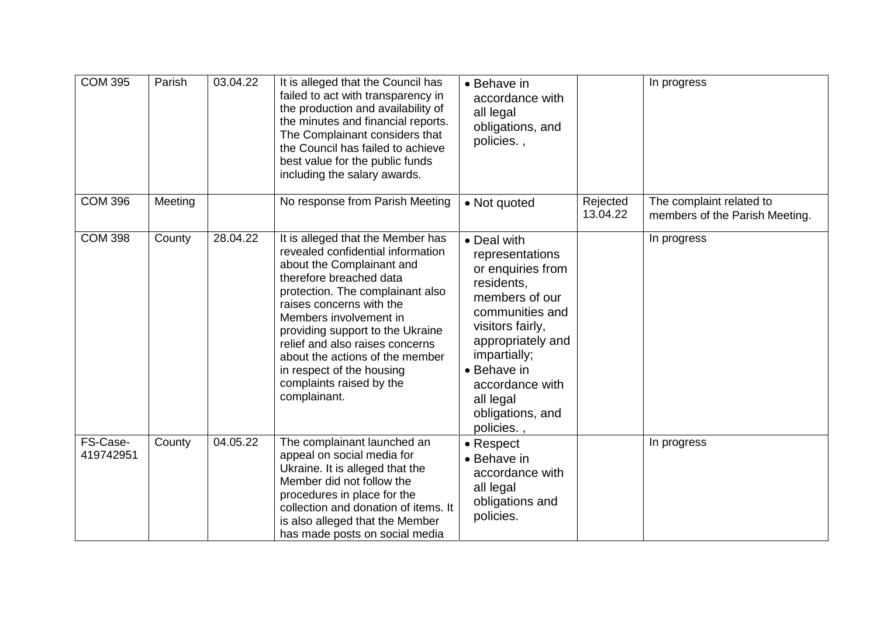| COM 395 | Parish | 03.04.22 | It is alleged that the Council has failed to act with transparency in the production and availability of the minutes and financial reports. The Complainant considers that the Council has failed to achieve best value for the public funds including the salary awards. | • Behave in accordance with all legal obligations, and policies. , | | In progress |
|---|---|---|---|---|---|---|
| COM 396 | Meeting | | No response from Parish Meeting | • Not quoted | Rejected 13.04.22 | The complaint related to members of the Parish Meeting. |
| COM 398 | County | 28.04.22 | It is alleged that the Member has revealed confidential information about the Complainant and therefore breached data protection. The complainant also raises concerns with the Members involvement in providing support to the Ukraine relief and also raises concerns about the actions of the member in respect of the housing complaints raised by the complainant. | • Deal with representations or enquiries from residents, members of our communities and visitors fairly, appropriately and impartially;<br>• Behave in accordance with all legal obligations, and policies. , | | In progress |
| FS-Case-419742951 | County | 04.05.22 | The complainant launched an appeal on social media for Ukraine. It is alleged that the Member did not follow the procedures in place for the collection and donation of items. It is also alleged that the Member has made posts on social media | • Respect<br>• Behave in accordance with all legal obligations and policies. | | In progress |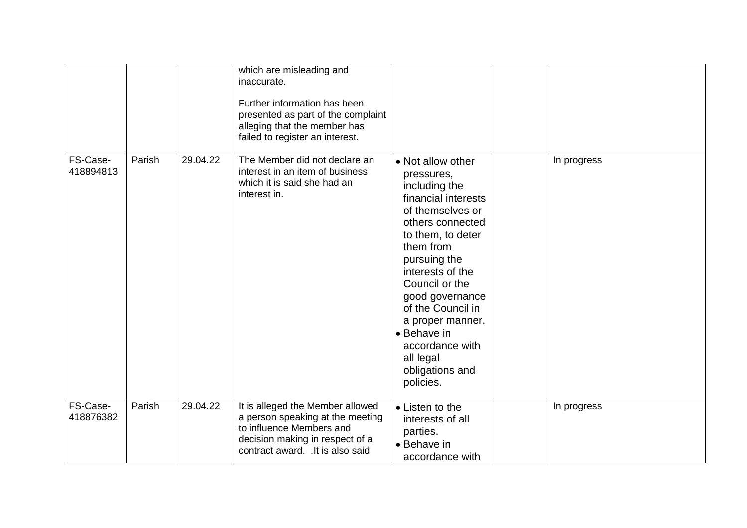| | | | | | | |
|---|---|---|---|---|---|---|
| | | | which are misleading and inaccurate.<br><br>Further information has been presented as part of the complaint alleging that the member has failed to register an interest. | | | |
| FS-Case-418894813 | Parish | 29.04.22 | The Member did not declare an interest in an item of business which it is said she had an interest in. | • Not allow other pressures, including the financial interests of themselves or others connected to them, to deter them from pursuing the interests of the Council or the good governance of the Council in a proper manner.<br>• Behave in accordance with all legal obligations and policies. | | In progress |
| FS-Case-418876382 | Parish | 29.04.22 | It is alleged the Member allowed a person speaking at the meeting to influence Members and decision making in respect of a contract award. .It is also said | • Listen to the interests of all parties.<br>• Behave in accordance with | | In progress |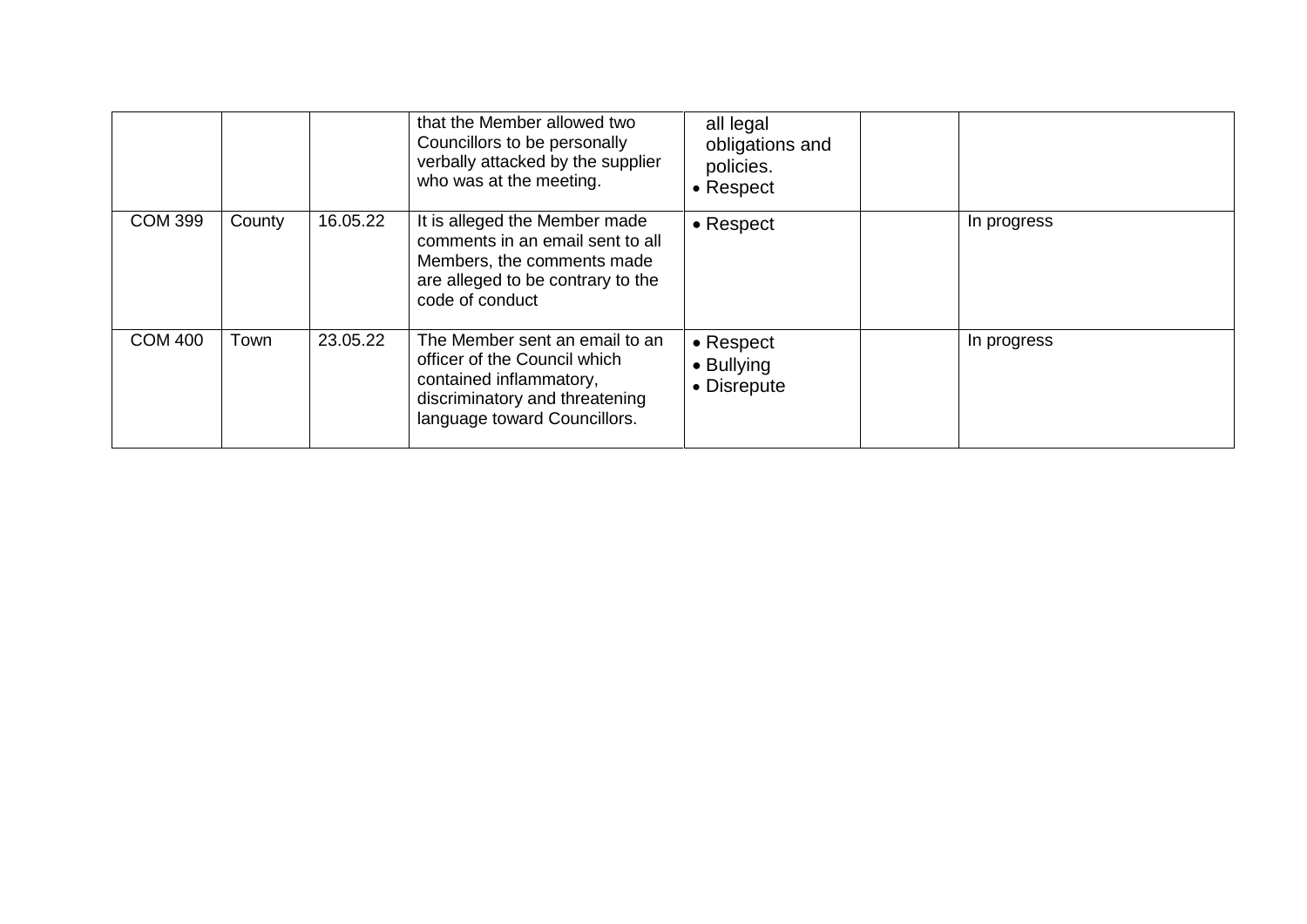| | | | | | | |
|---|---|---|---|---|---|---|
| | | | that the Member allowed two Councillors to be personally verbally attacked by the supplier who was at the meeting. | all legal obligations and policies.<br>• Respect | | |
| COM 399 | County | 16.05.22 | It is alleged the Member made comments in an email sent to all Members, the comments made are alleged to be contrary to the code of conduct | • Respect | | In progress |
| COM 400 | Town | 23.05.22 | The Member sent an email to an officer of the Council which contained inflammatory, discriminatory and threatening language toward Councillors. | • Respect<br>• Bullying<br>• Disrepute | | In progress |